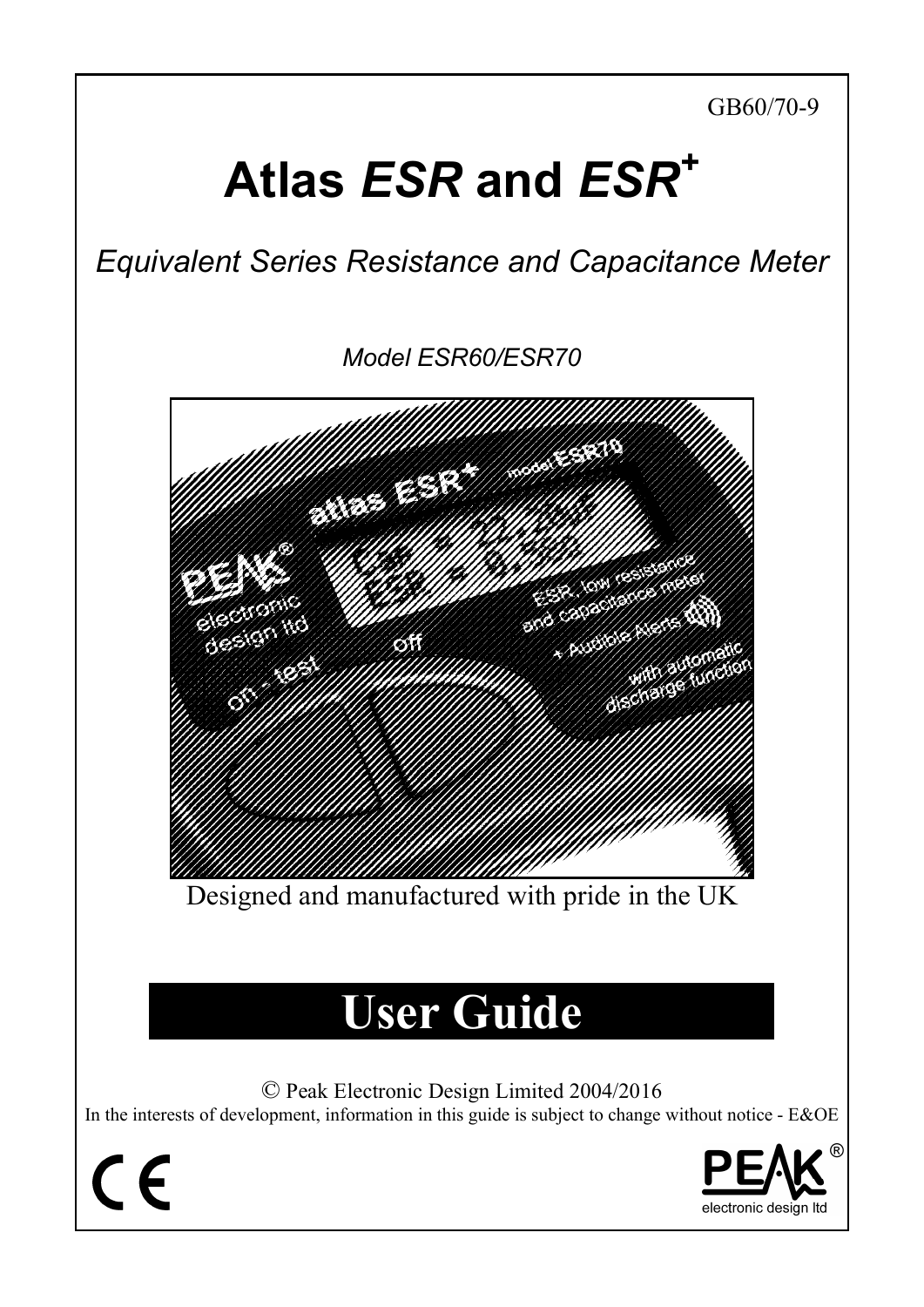GB60/70-9

# Atlas *ESR* and *ESR*⁺

*Equivalent Series Resistance and Capacitance Meter*

*Model ESR60/ESR70*

Designed and manufactured with pride in the UK

## User Guide

© Peak Electronic Design Limited 2004/2016

In the interests of development, information in this guide is subject to change without notice - E&OE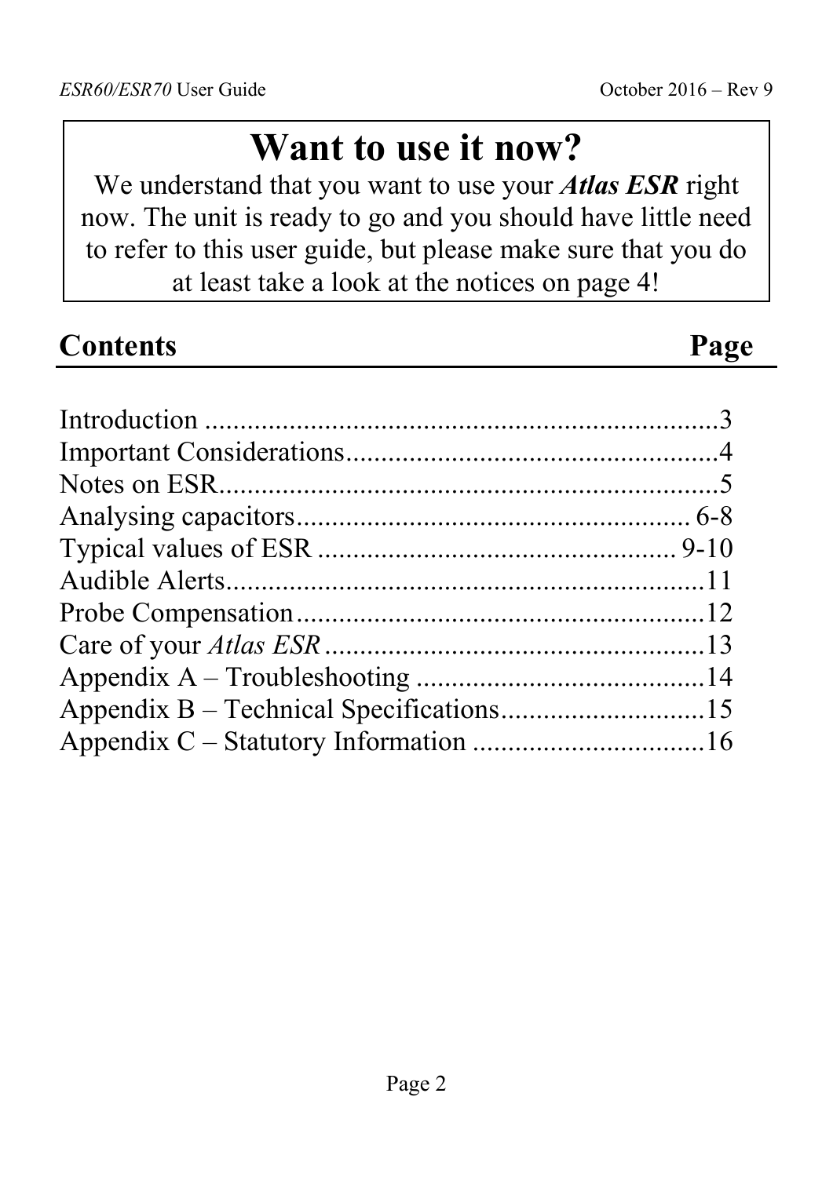# Want to use it now?

We understand that you want to use your ***Atlas ESR*** right now. The unit is ready to go and you should have little need to refer to this user guide, but please make sure that you do at least take a look at the notices on page 4!

## Contents — Page

| Section | Page |
| --- | --- |
| Introduction | 3 |
| Important Considerations | 4 |
| Notes on ESR | 5 |
| Analysing capacitors | 6-8 |
| Typical values of ESR | 9-10 |
| Audible Alerts | 11 |
| Probe Compensation | 12 |
| Care of your *Atlas ESR* | 13 |
| Appendix A – Troubleshooting | 14 |
| Appendix B – Technical Specifications | 15 |
| Appendix C – Statutory Information | 16 |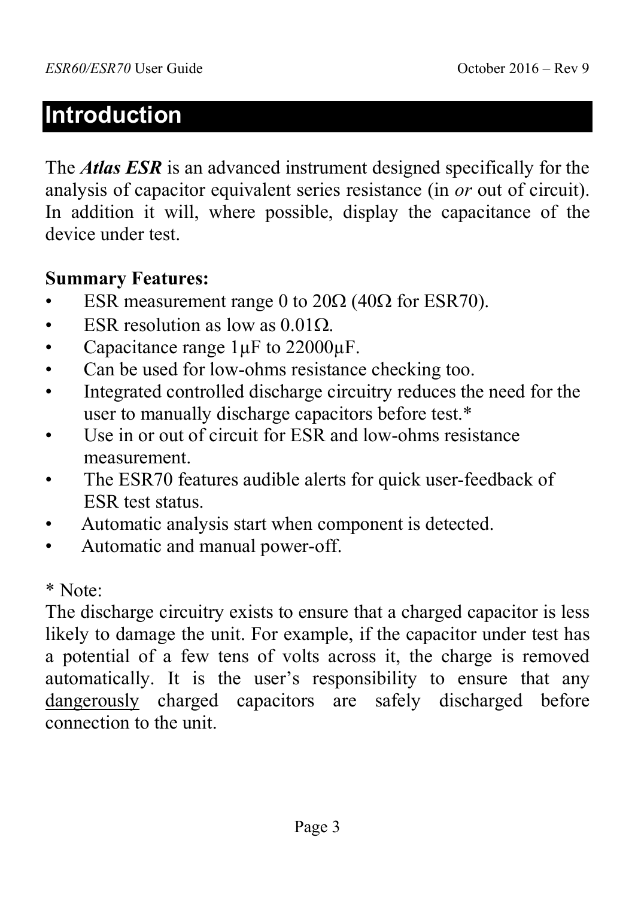# Introduction

The ***Atlas ESR*** is an advanced instrument designed specifically for the analysis of capacitor equivalent series resistance (in *or* out of circuit). In addition it will, where possible, display the capacitance of the device under test.

**Summary Features:**

- ESR measurement range 0 to 20Ω (40Ω for ESR70).
- ESR resolution as low as 0.01Ω.
- Capacitance range 1µF to 22000µF.
- Can be used for low-ohms resistance checking too.
- Integrated controlled discharge circuitry reduces the need for the user to manually discharge capacitors before test.*
- Use in or out of circuit for ESR and low-ohms resistance measurement.
- The ESR70 features audible alerts for quick user-feedback of ESR test status.
- Automatic analysis start when component is detected.
- Automatic and manual power-off.

* Note:
The discharge circuitry exists to ensure that a charged capacitor is less likely to damage the unit. For example, if the capacitor under test has a potential of a few tens of volts across it, the charge is removed automatically. It is the user's responsibility to ensure that any <u>dangerously</u> charged capacitors are safely discharged before connection to the unit.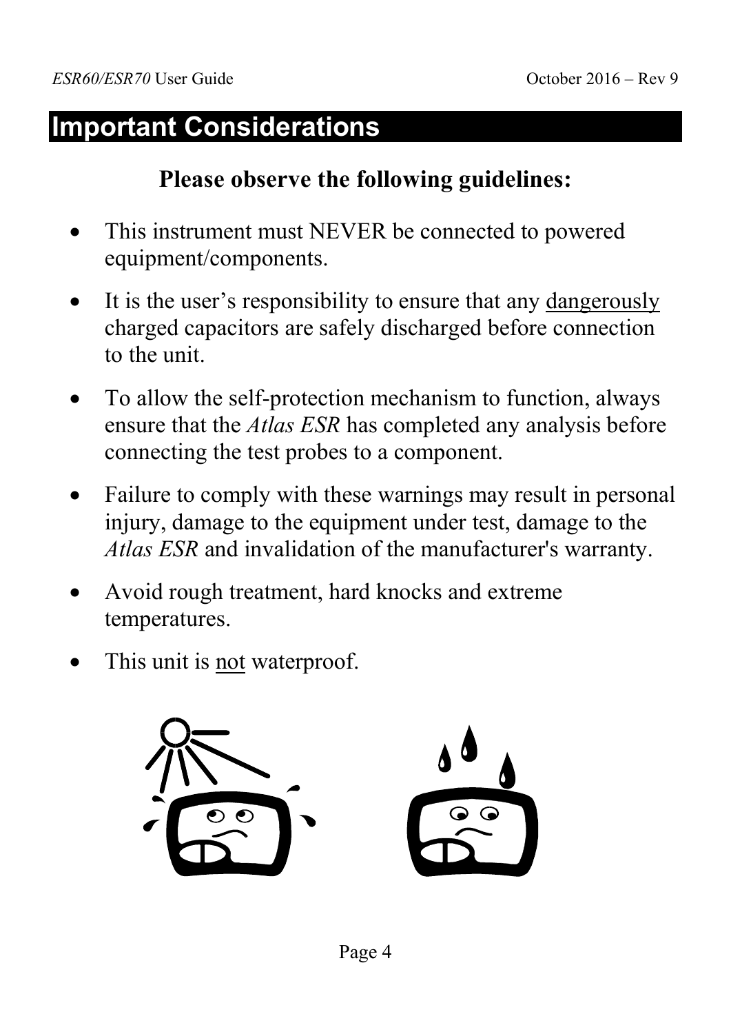# Important Considerations

**Please observe the following guidelines:**

- This instrument must NEVER be connected to powered equipment/components.
- It is the user's responsibility to ensure that any dangerously charged capacitors are safely discharged before connection to the unit.
- To allow the self-protection mechanism to function, always ensure that the *Atlas ESR* has completed any analysis before connecting the test probes to a component.
- Failure to comply with these warnings may result in personal injury, damage to the equipment under test, damage to the *Atlas ESR* and invalidation of the manufacturer's warranty.
- Avoid rough treatment, hard knocks and extreme temperatures.
- This unit is not waterproof.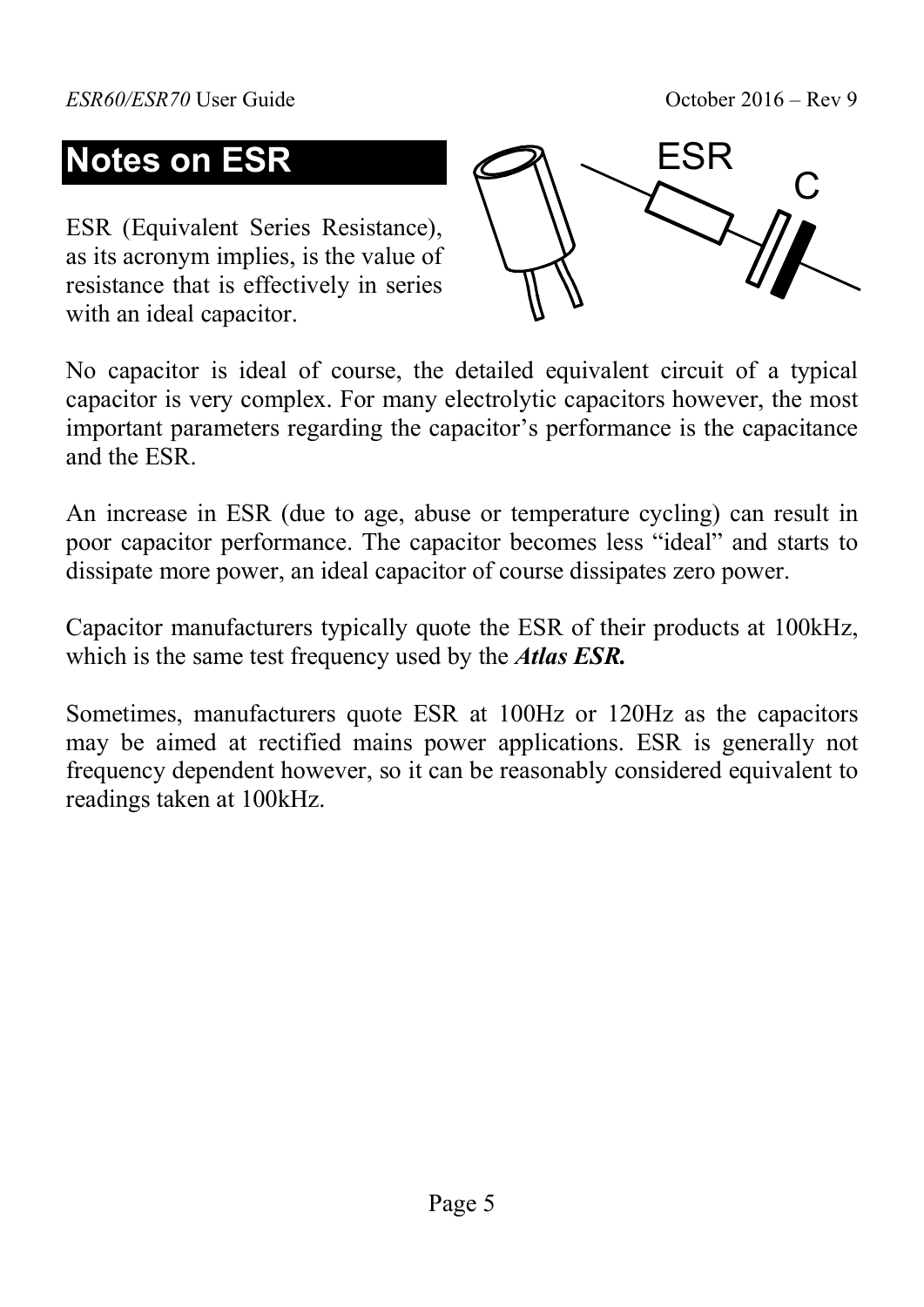# Notes on ESR

ESR (Equivalent Series Resistance), as its acronym implies, is the value of resistance that is effectively in series with an ideal capacitor.

No capacitor is ideal of course, the detailed equivalent circuit of a typical capacitor is very complex. For many electrolytic capacitors however, the most important parameters regarding the capacitor's performance is the capacitance and the ESR.

An increase in ESR (due to age, abuse or temperature cycling) can result in poor capacitor performance. The capacitor becomes less "ideal" and starts to dissipate more power, an ideal capacitor of course dissipates zero power.

Capacitor manufacturers typically quote the ESR of their products at 100kHz, which is the same test frequency used by the ***Atlas ESR.***

Sometimes, manufacturers quote ESR at 100Hz or 120Hz as the capacitors may be aimed at rectified mains power applications. ESR is generally not frequency dependent however, so it can be reasonably considered equivalent to readings taken at 100kHz.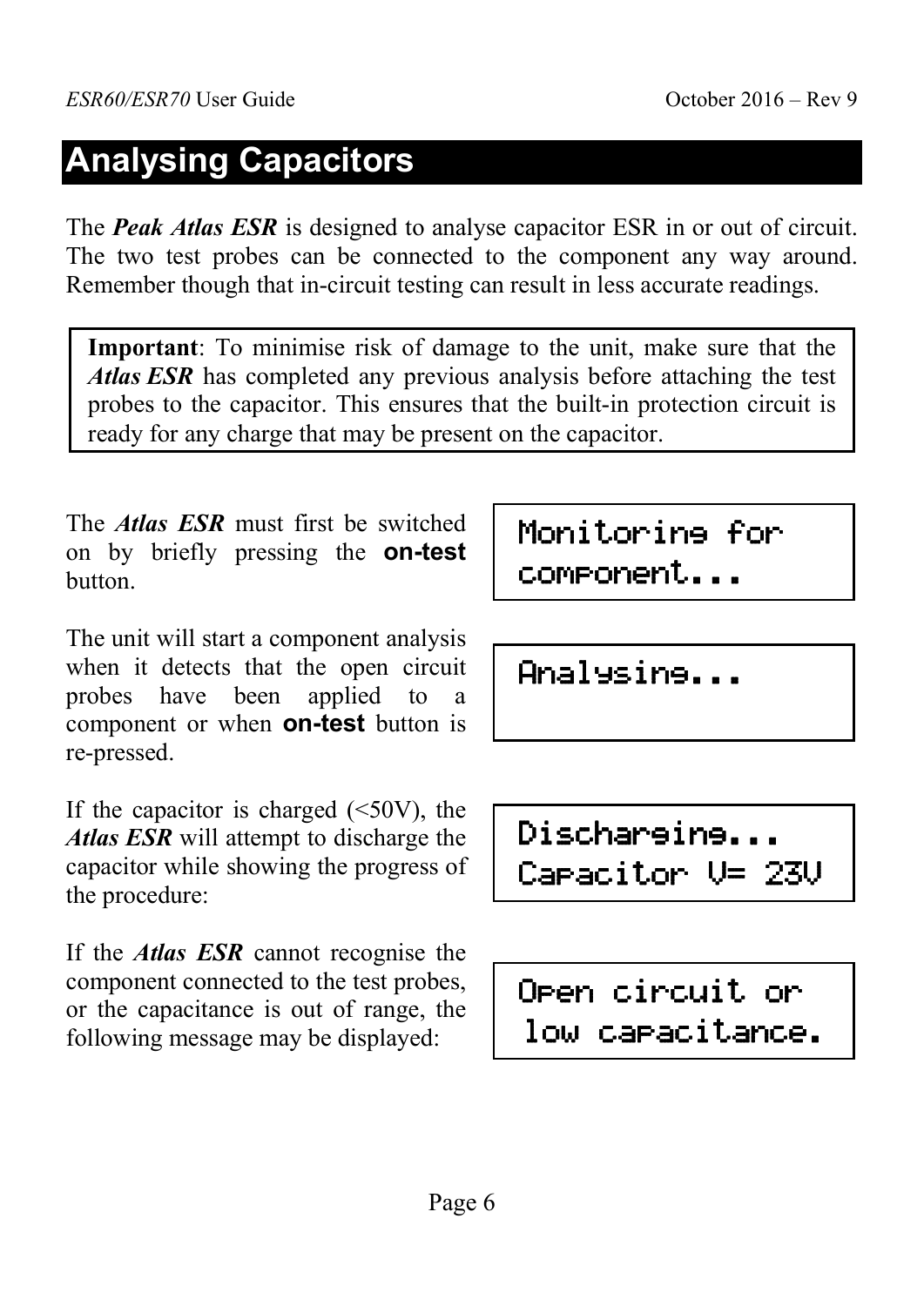# Analysing Capacitors

The ***Peak Atlas ESR*** is designed to analyse capacitor ESR in or out of circuit. The two test probes can be connected to the component any way around. Remember though that in-circuit testing can result in less accurate readings.

> **Important**: To minimise risk of damage to the unit, make sure that the ***Atlas ESR*** has completed any previous analysis before attaching the test probes to the capacitor. This ensures that the built-in protection circuit is ready for any charge that may be present on the capacitor.

The ***Atlas ESR*** must first be switched on by briefly pressing the **on-test** button.

```
Monitoring for
component...
```

The unit will start a component analysis when it detects that the open circuit probes have been applied to a component or when **on-test** button is re-pressed.

```
Analysing...
```

If the capacitor is charged (<50V), the ***Atlas ESR*** will attempt to discharge the capacitor while showing the progress of the procedure:

```
Discharging...
Capacitor V= 23V
```

If the ***Atlas ESR*** cannot recognise the component connected to the test probes, or the capacitance is out of range, the following message may be displayed:

```
Open circuit or
low capacitance.
```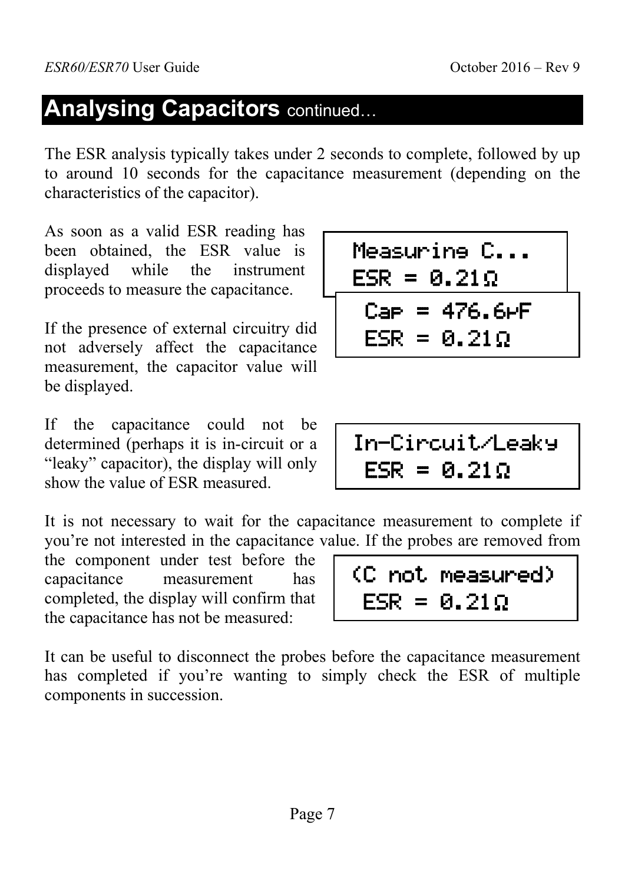# Analysing Capacitors continued…

The ESR analysis typically takes under 2 seconds to complete, followed by up to around 10 seconds for the capacitance measurement (depending on the characteristics of the capacitor).

As soon as a valid ESR reading has been obtained, the ESR value is displayed while the instrument proceeds to measure the capacitance.

```
Measuring C...
ESR = 0.21Ω
```

If the presence of external circuitry did not adversely affect the capacitance measurement, the capacitor value will be displayed.

```
Cap = 476.6µF
ESR = 0.21Ω
```

If the capacitance could not be determined (perhaps it is in-circuit or a "leaky" capacitor), the display will only show the value of ESR measured.

```
In-Circuit/Leaky
ESR = 0.21Ω
```

It is not necessary to wait for the capacitance measurement to complete if you're not interested in the capacitance value. If the probes are removed from the component under test before the capacitance measurement has completed, the display will confirm that the capacitance has not be measured:

```
(C not measured)
ESR = 0.21Ω
```

It can be useful to disconnect the probes before the capacitance measurement has completed if you're wanting to simply check the ESR of multiple components in succession.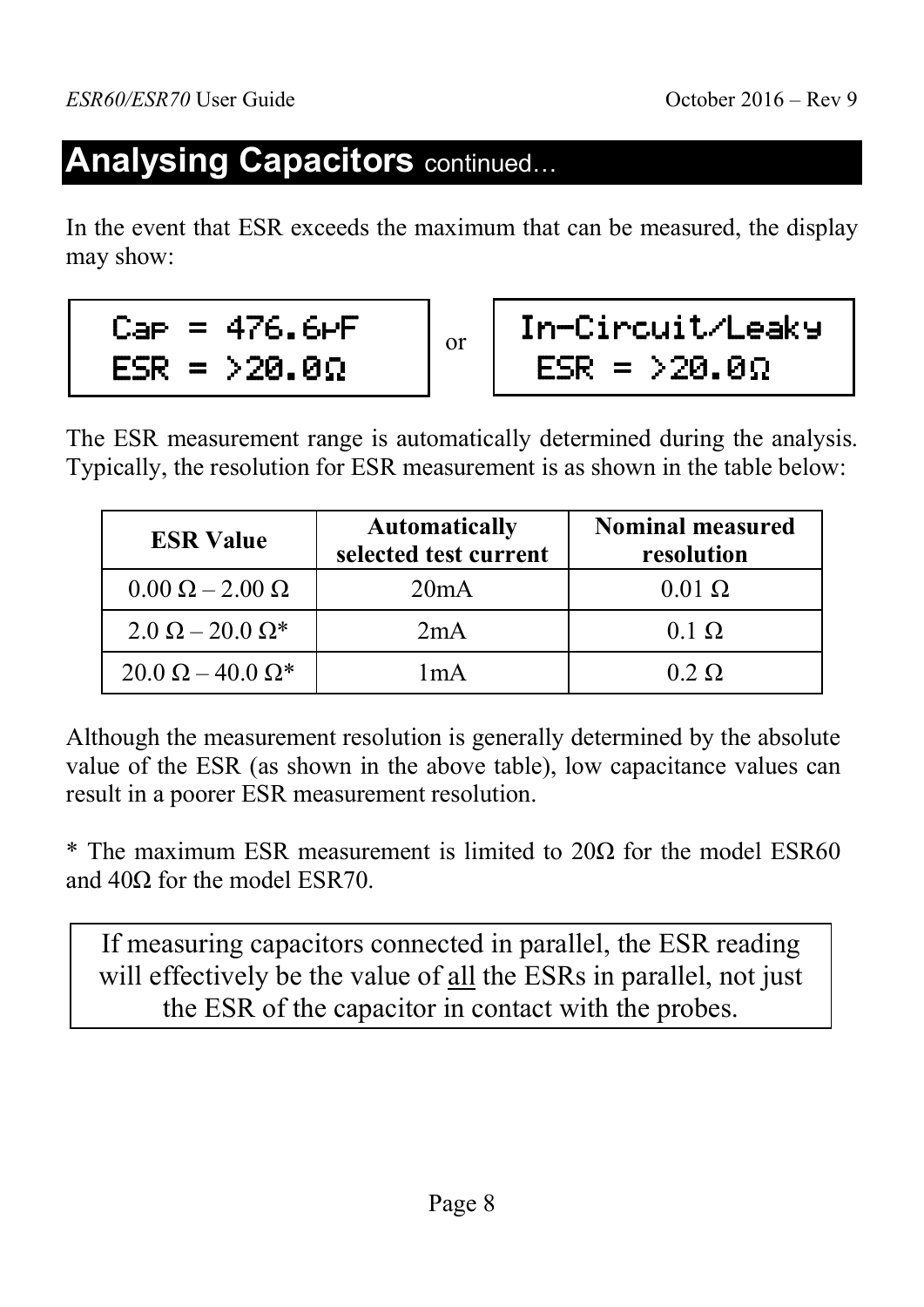## Analysing Capacitors continued…

In the event that ESR exceeds the maximum that can be measured, the display may show:

```
Cap = 476.6µF
ESR = >20.0Ω
```

or

```
In-Circuit/Leaky
 ESR = >20.0Ω
```

The ESR measurement range is automatically determined during the analysis. Typically, the resolution for ESR measurement is as shown in the table below:

| ESR Value | Automatically selected test current | Nominal measured resolution |
|---|---|---|
| 0.00 Ω – 2.00 Ω | 20mA | 0.01 Ω |
| 2.0 Ω – 20.0 Ω* | 2mA | 0.1 Ω |
| 20.0 Ω – 40.0 Ω* | 1mA | 0.2 Ω |

Although the measurement resolution is generally determined by the absolute value of the ESR (as shown in the above table), low capacitance values can result in a poorer ESR measurement resolution.

* The maximum ESR measurement is limited to 20Ω for the model ESR60 and 40Ω for the model ESR70.

> If measuring capacitors connected in parallel, the ESR reading will effectively be the value of <u>all</u> the ESRs in parallel, not just the ESR of the capacitor in contact with the probes.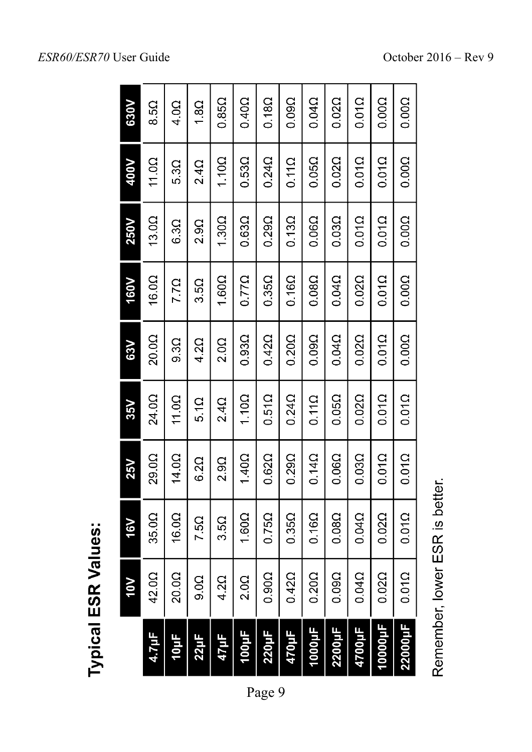## Typical ESR Values:

| | 10V | 16V | 25V | 35V | 63V | 160V | 250V | 400V | 630V |
|---|---|---|---|---|---|---|---|---|---|
| 4.7µF | 42.0Ω | 35.0Ω | 29.0Ω | 24.0Ω | 20.0Ω | 16.0Ω | 13.0Ω | 11.0Ω | 8.5Ω |
| 10µF | 20.0Ω | 16.0Ω | 14.0Ω | 11.0Ω | 9.3Ω | 7.7Ω | 6.3Ω | 5.3Ω | 4.0Ω |
| 22µF | 9.0Ω | 7.5Ω | 6.2Ω | 5.1Ω | 4.2Ω | 3.5Ω | 2.9Ω | 2.4Ω | 1.8Ω |
| 47µF | 4.2Ω | 3.5Ω | 2.9Ω | 2.4Ω | 2.0Ω | 1.60Ω | 1.30Ω | 1.10Ω | 0.85Ω |
| 100µF | 2.0Ω | 1.60Ω | 1.40Ω | 1.10Ω | 0.93Ω | 0.77Ω | 0.63Ω | 0.53Ω | 0.40Ω |
| 220µF | 0.90Ω | 0.75Ω | 0.62Ω | 0.51Ω | 0.42Ω | 0.35Ω | 0.29Ω | 0.24Ω | 0.18Ω |
| 470µF | 0.42Ω | 0.35Ω | 0.29Ω | 0.24Ω | 0.20Ω | 0.16Ω | 0.13Ω | 0.11Ω | 0.09Ω |
| 1000µF | 0.20Ω | 0.16Ω | 0.14Ω | 0.11Ω | 0.09Ω | 0.08Ω | 0.06Ω | 0.05Ω | 0.04Ω |
| 2200µF | 0.09Ω | 0.08Ω | 0.06Ω | 0.05Ω | 0.04Ω | 0.04Ω | 0.03Ω | 0.02Ω | 0.02Ω |
| 4700µF | 0.04Ω | 0.04Ω | 0.03Ω | 0.02Ω | 0.02Ω | 0.02Ω | 0.01Ω | 0.01Ω | 0.01Ω |
| 10000µF | 0.02Ω | 0.02Ω | 0.01Ω | 0.01Ω | 0.01Ω | 0.01Ω | 0.01Ω | 0.01Ω | 0.00Ω |
| 22000µF | 0.01Ω | 0.01Ω | 0.01Ω | 0.01Ω | 0.00Ω | 0.00Ω | 0.00Ω | 0.00Ω | 0.00Ω |

Remember, lower ESR is better.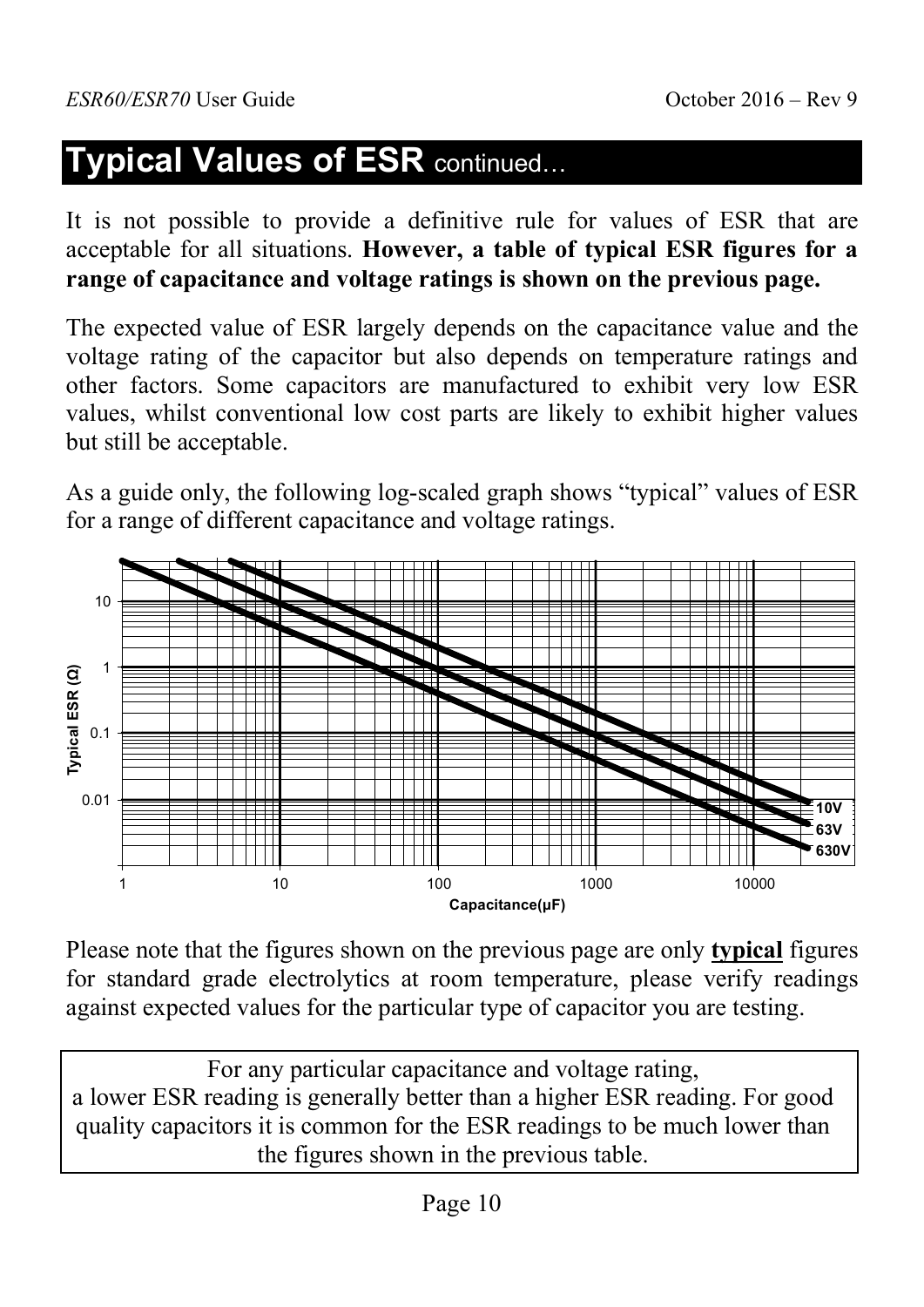# Typical Values of ESR continued…

It is not possible to provide a definitive rule for values of ESR that are acceptable for all situations. **However, a table of typical ESR figures for a range of capacitance and voltage ratings is shown on the previous page.**

The expected value of ESR largely depends on the capacitance value and the voltage rating of the capacitor but also depends on temperature ratings and other factors. Some capacitors are manufactured to exhibit very low ESR values, whilst conventional low cost parts are likely to exhibit higher values but still be acceptable.

As a guide only, the following log-scaled graph shows "typical" values of ESR for a range of different capacitance and voltage ratings.

Please note that the figures shown on the previous page are only **typical** figures for standard grade electrolytics at room temperature, please verify readings against expected values for the particular type of capacitor you are testing.

> For any particular capacitance and voltage rating, a lower ESR reading is generally better than a higher ESR reading. For good quality capacitors it is common for the ESR readings to be much lower than the figures shown in the previous table.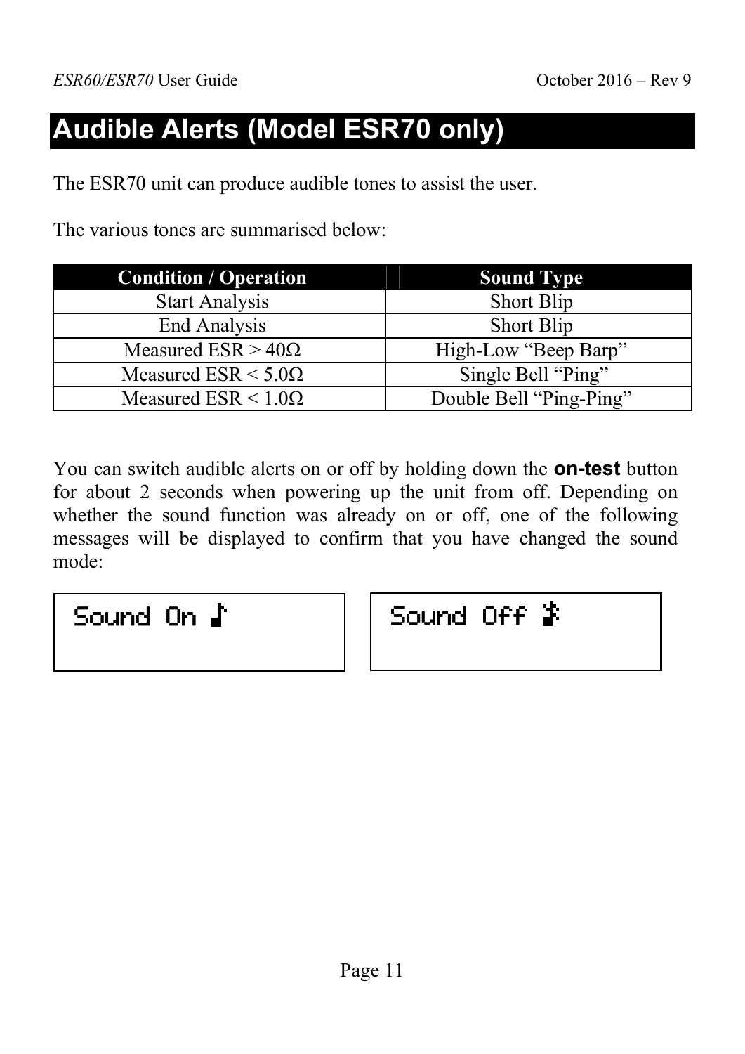# Audible Alerts (Model ESR70 only)

The ESR70 unit can produce audible tones to assist the user.

The various tones are summarised below:

| Condition / Operation | Sound Type |
| --- | --- |
| Start Analysis | Short Blip |
| End Analysis | Short Blip |
| Measured ESR > 40Ω | High-Low “Beep Barp” |
| Measured ESR < 5.0Ω | Single Bell “Ping” |
| Measured ESR < 1.0Ω | Double Bell “Ping-Ping” |

You can switch audible alerts on or off by holding down the **on-test** button for about 2 seconds when powering up the unit from off. Depending on whether the sound function was already on or off, one of the following messages will be displayed to confirm that you have changed the sound mode:

```
Sound On ♪
```

```
Sound Off
```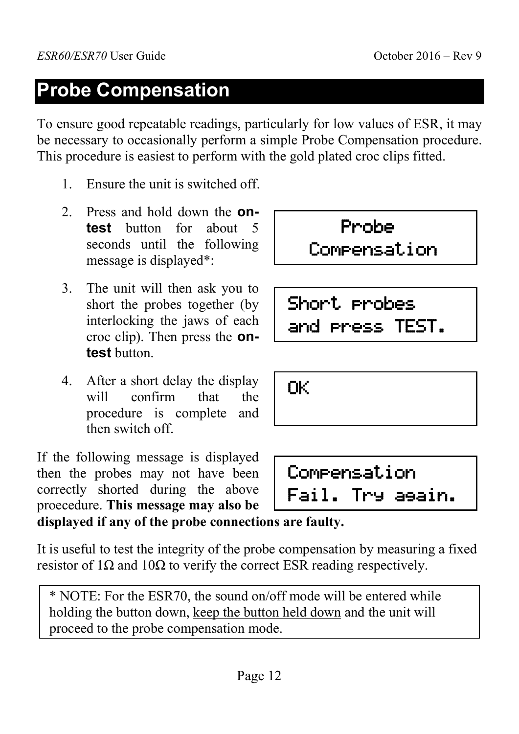# Probe Compensation

To ensure good repeatable readings, particularly for low values of ESR, it may be necessary to occasionally perform a simple Probe Compensation procedure. This procedure is easiest to perform with the gold plated croc clips fitted.

1. Ensure the unit is switched off.
2. Press and hold down the **on-test** button for about 5 seconds until the following message is displayed*:

   ```
   Probe
   Compensation
   ```

3. The unit will then ask you to short the probes together (by interlocking the jaws of each croc clip). Then press the **on-test** button.

   ```
   Short probes
   and press TEST.
   ```

4. After a short delay the display will confirm that the procedure is complete and then switch off.

   ```
   OK
   ```

If the following message is displayed then the probes may not have been correctly shorted during the above proecedure. **This message may also be displayed if any of the probe connections are faulty.**

```
Compensation
Fail. Try again.
```

It is useful to test the integrity of the probe compensation by measuring a fixed resistor of 1Ω and 10Ω to verify the correct ESR reading respectively.

> * NOTE: For the ESR70, the sound on/off mode will be entered while holding the button down, <u>keep the button held down</u> and the unit will proceed to the probe compensation mode.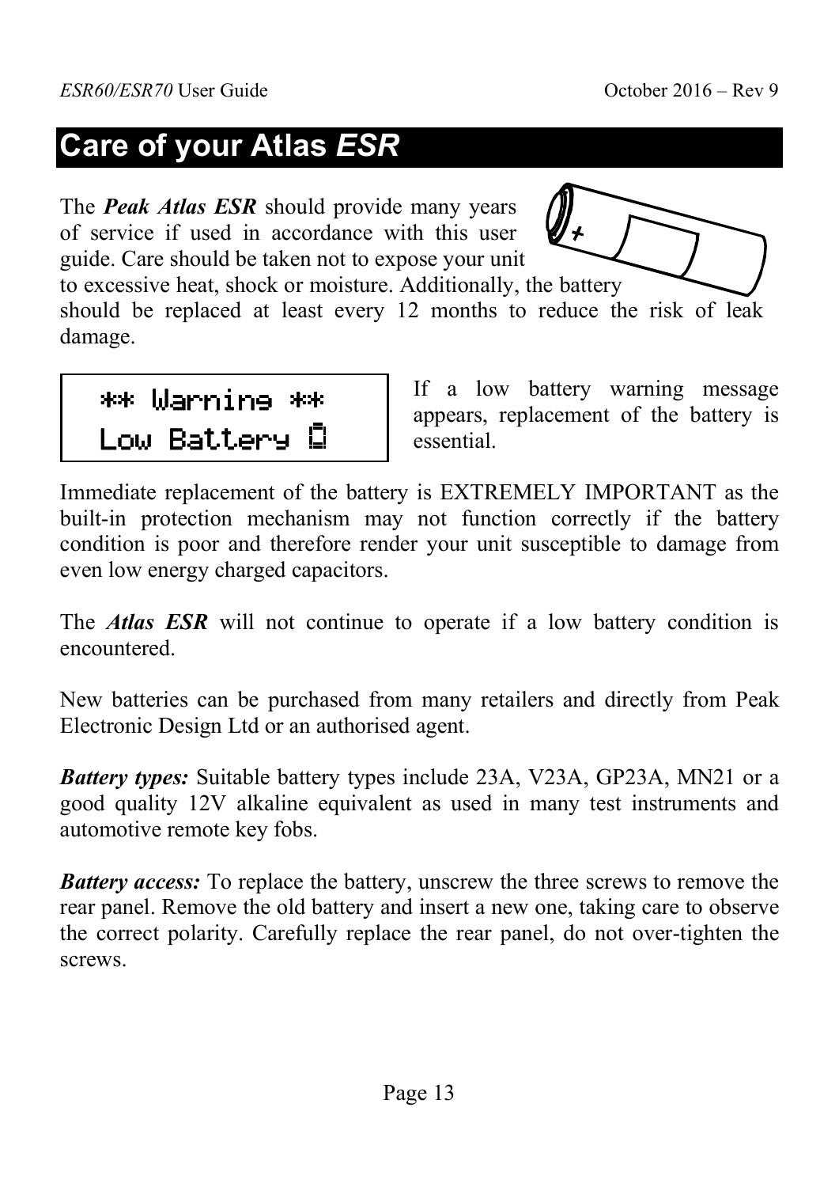# Care of your Atlas *ESR*

The ***Peak Atlas ESR*** should provide many years of service if used in accordance with this user guide. Care should be taken not to expose your unit to excessive heat, shock or moisture. Additionally, the battery should be replaced at least every 12 months to reduce the risk of leak damage.

```
** Warning **
Low Battery
```

If a low battery warning message appears, replacement of the battery is essential.

Immediate replacement of the battery is EXTREMELY IMPORTANT as the built-in protection mechanism may not function correctly if the battery condition is poor and therefore render your unit susceptible to damage from even low energy charged capacitors.

The ***Atlas ESR*** will not continue to operate if a low battery condition is encountered.

New batteries can be purchased from many retailers and directly from Peak Electronic Design Ltd or an authorised agent.

***Battery types:*** Suitable battery types include 23A, V23A, GP23A, MN21 or a good quality 12V alkaline equivalent as used in many test instruments and automotive remote key fobs.

***Battery access:*** To replace the battery, unscrew the three screws to remove the rear panel. Remove the old battery and insert a new one, taking care to observe the correct polarity. Carefully replace the rear panel, do not over-tighten the screws.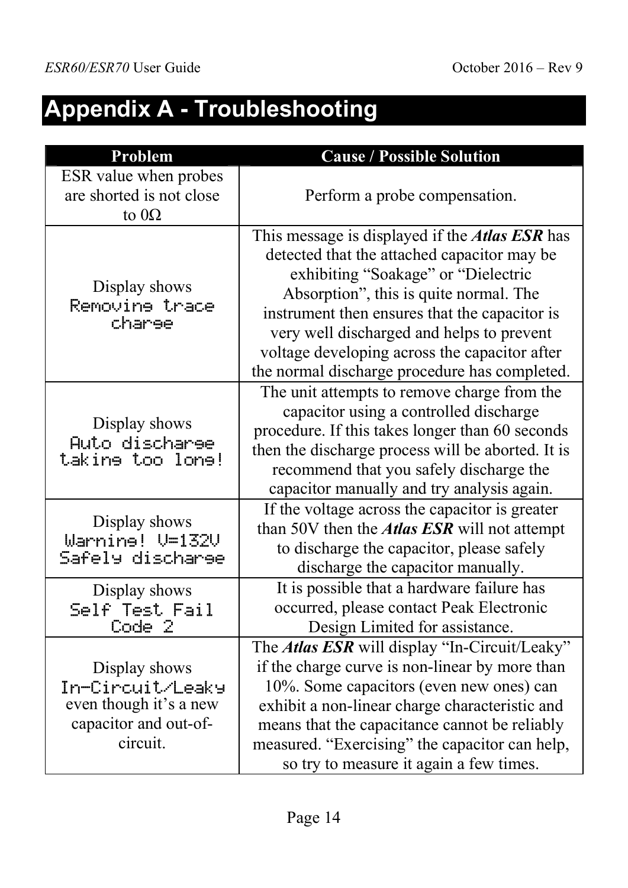# Appendix A - Troubleshooting

| Problem | Cause / Possible Solution |
| --- | --- |
| ESR value when probes are shorted is not close to 0Ω | Perform a probe compensation. |
| Display shows `Removing trace charge` | This message is displayed if the ***Atlas ESR*** has detected that the attached capacitor may be exhibiting "Soakage" or "Dielectric Absorption", this is quite normal. The instrument then ensures that the capacitor is very well discharged and helps to prevent voltage developing across the capacitor after the normal discharge procedure has completed. |
| Display shows `Auto discharge taking too long!` | The unit attempts to remove charge from the capacitor using a controlled discharge procedure. If this takes longer than 60 seconds then the discharge process will be aborted. It is recommend that you safely discharge the capacitor manually and try analysis again. |
| Display shows `Warning! V=132V Safely discharge` | If the voltage across the capacitor is greater than 50V then the ***Atlas ESR*** will not attempt to discharge the capacitor, please safely discharge the capacitor manually. |
| Display shows `Self Test Fail Code 2` | It is possible that a hardware failure has occurred, please contact Peak Electronic Design Limited for assistance. |
| Display shows `In-Circuit/Leaky` even though it's a new capacitor and out-of-circuit. | The ***Atlas ESR*** will display "In-Circuit/Leaky" if the charge curve is non-linear by more than 10%. Some capacitors (even new ones) can exhibit a non-linear charge characteristic and means that the capacitance cannot be reliably measured. "Exercising" the capacitor can help, so try to measure it again a few times. |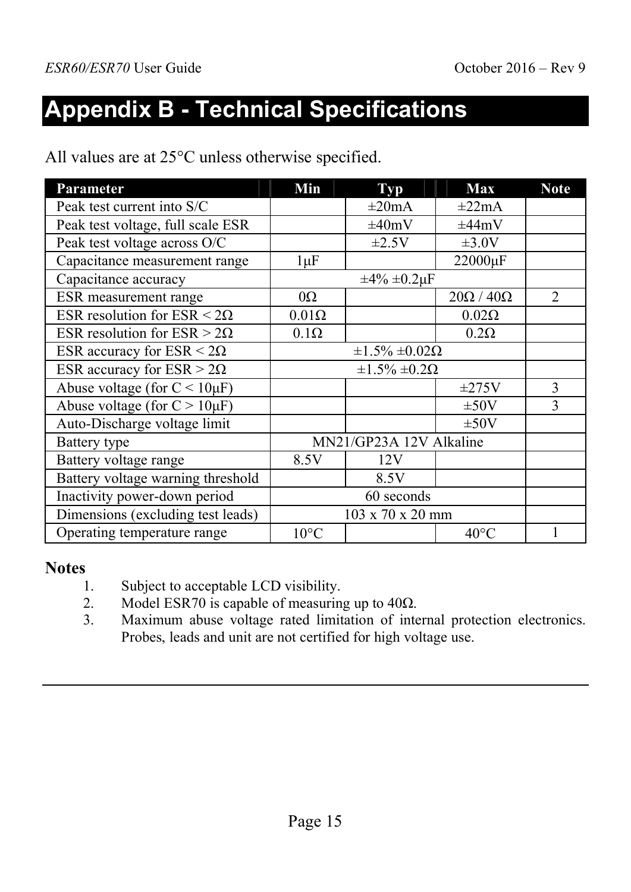# Appendix B - Technical Specifications

All values are at 25°C unless otherwise specified.

| Parameter | Min | Typ | Max | Note |
|---|---|---|---|---|
| Peak test current into S/C | | ±20mA | ±22mA | |
| Peak test voltage, full scale ESR | | ±40mV | ±44mV | |
| Peak test voltage across O/C | | ±2.5V | ±3.0V | |
| Capacitance measurement range | 1μF | | 22000μF | |
| Capacitance accuracy | ±4% ±0.2μF | | | |
| ESR measurement range | 0Ω | | 20Ω / 40Ω | 2 |
| ESR resolution for ESR < 2Ω | 0.01Ω | | 0.02Ω | |
| ESR resolution for ESR > 2Ω | 0.1Ω | | 0.2Ω | |
| ESR accuracy for ESR < 2Ω | ±1.5% ±0.02Ω | | | |
| ESR accuracy for ESR > 2Ω | ±1.5% ±0.2Ω | | | |
| Abuse voltage (for C < 10μF) | | | ±275V | 3 |
| Abuse voltage (for C > 10μF) | | | ±50V | 3 |
| Auto-Discharge voltage limit | | | ±50V | |
| Battery type | MN21/GP23A 12V Alkaline | | | |
| Battery voltage range | 8.5V | 12V | | |
| Battery voltage warning threshold | | 8.5V | | |
| Inactivity power-down period | 60 seconds | | | |
| Dimensions (excluding test leads) | 103 x 70 x 20 mm | | | |
| Operating temperature range | 10°C | | 40°C | 1 |

**Notes**

1. Subject to acceptable LCD visibility.
2. Model ESR70 is capable of measuring up to 40Ω.
3. Maximum abuse voltage rated limitation of internal protection electronics. Probes, leads and unit are not certified for high voltage use.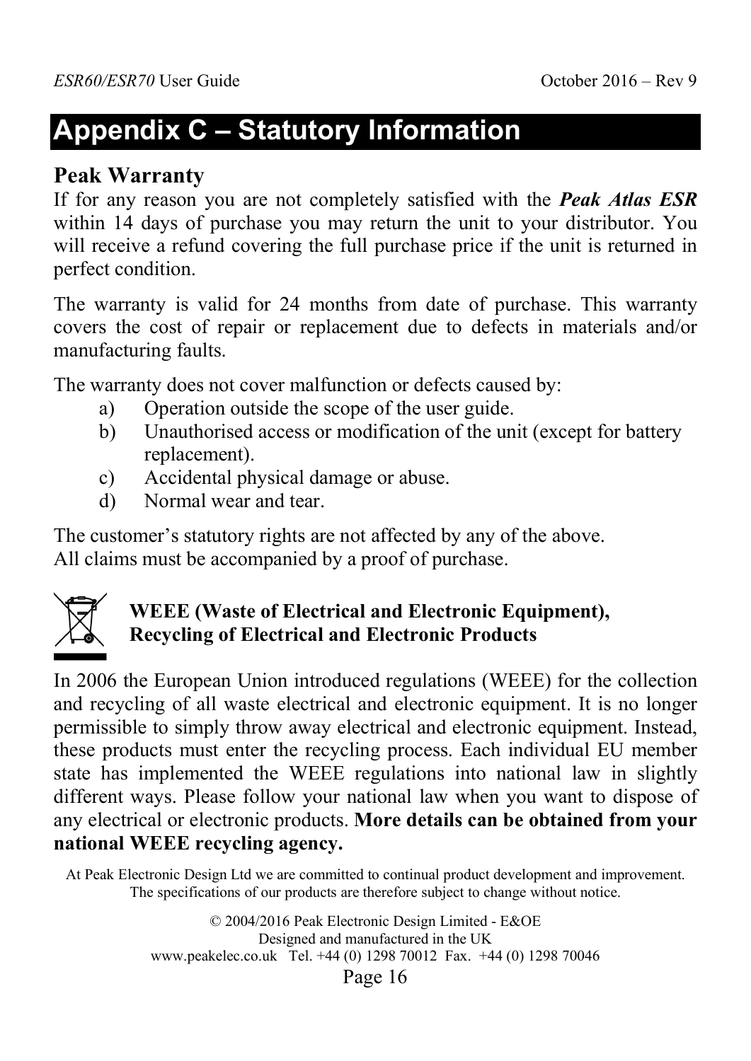# Appendix C – Statutory Information

## Peak Warranty

If for any reason you are not completely satisfied with the ***Peak Atlas ESR*** within 14 days of purchase you may return the unit to your distributor. You will receive a refund covering the full purchase price if the unit is returned in perfect condition.

The warranty is valid for 24 months from date of purchase. This warranty covers the cost of repair or replacement due to defects in materials and/or manufacturing faults.

The warranty does not cover malfunction or defects caused by:

a) Operation outside the scope of the user guide.
b) Unauthorised access or modification of the unit (except for battery replacement).
c) Accidental physical damage or abuse.
d) Normal wear and tear.

The customer's statutory rights are not affected by any of the above.
All claims must be accompanied by a proof of purchase.

**WEEE (Waste of Electrical and Electronic Equipment), Recycling of Electrical and Electronic Products**

In 2006 the European Union introduced regulations (WEEE) for the collection and recycling of all waste electrical and electronic equipment. It is no longer permissible to simply throw away electrical and electronic equipment. Instead, these products must enter the recycling process. Each individual EU member state has implemented the WEEE regulations into national law in slightly different ways. Please follow your national law when you want to dispose of any electrical or electronic products. **More details can be obtained from your national WEEE recycling agency.**

At Peak Electronic Design Ltd we are committed to continual product development and improvement. The specifications of our products are therefore subject to change without notice.

© 2004/2016 Peak Electronic Design Limited - E&OE
Designed and manufactured in the UK
www.peakelec.co.uk Tel. +44 (0) 1298 70012 Fax. +44 (0) 1298 70046